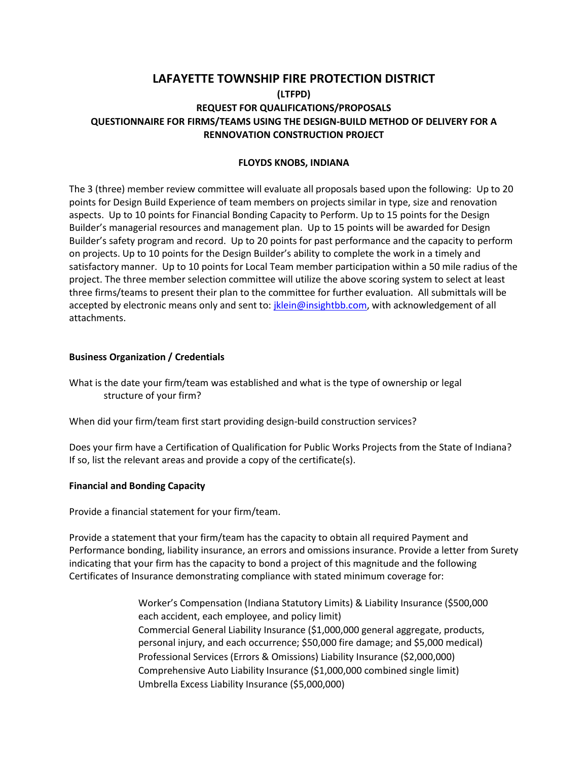# LAFAYETTE TOWNSHIP FIRE PROTECTION DISTRICT

**(LTFPD)**

**REQUEST FOR QUALIFICATIONS/PROPOSALS**

**QUESTIONNAIRE FOR FIRMS/TEAMS USING THE DESIGN-BUILD METHOD OF DELIVERY FOR A RENNOVATION CONSTRUCTION PROJECT**

**FLOYDS KNOBS, INDIANA**

The 3 (three) member review committee will evaluate all proposals based upon the following: Up to 20 points for Design Build Experience of team members on projects similar in type, size and renovation aspects. Up to 10 points for Financial Bonding Capacity to Perform. Up to 15 points for the Design Builder's managerial resources and management plan. Up to 15 points will be awarded for Design Builder's safety program and record. Up to 20 points for past performance and the capacity to perform on projects. Up to 10 points for the Design Builder's ability to complete the work in a timely and satisfactory manner. Up to 10 points for Local Team member participation within a 50 mile radius of the project. The three member selection committee will utilize the above scoring system to select at least three firms/teams to present their plan to the committee for further evaluation. All submittals will be accepted by electronic means only and sent to: jklein@insightbb.com, with acknowledgement of all attachments.

**Business Organization / Credentials**

What is the date your firm/team was established and what is the type of ownership or legal structure of your firm?

When did your firm/team first start providing design-build construction services?

Does your firm have a Certification of Qualification for Public Works Projects from the State of Indiana? If so, list the relevant areas and provide a copy of the certificate(s).

**Financial and Bonding Capacity**

Provide a financial statement for your firm/team.

Provide a statement that your firm/team has the capacity to obtain all required Payment and Performance bonding, liability insurance, an errors and omissions insurance. Provide a letter from Surety indicating that your firm has the capacity to bond a project of this magnitude and the following Certificates of Insurance demonstrating compliance with stated minimum coverage for:

Worker's Compensation (Indiana Statutory Limits) & Liability Insurance ($500,000 each accident, each employee, and policy limit)
Commercial General Liability Insurance ($1,000,000 general aggregate, products, personal injury, and each occurrence; $50,000 fire damage; and $5,000 medical)
Professional Services (Errors & Omissions) Liability Insurance ($2,000,000)
Comprehensive Auto Liability Insurance ($1,000,000 combined single limit)
Umbrella Excess Liability Insurance ($5,000,000)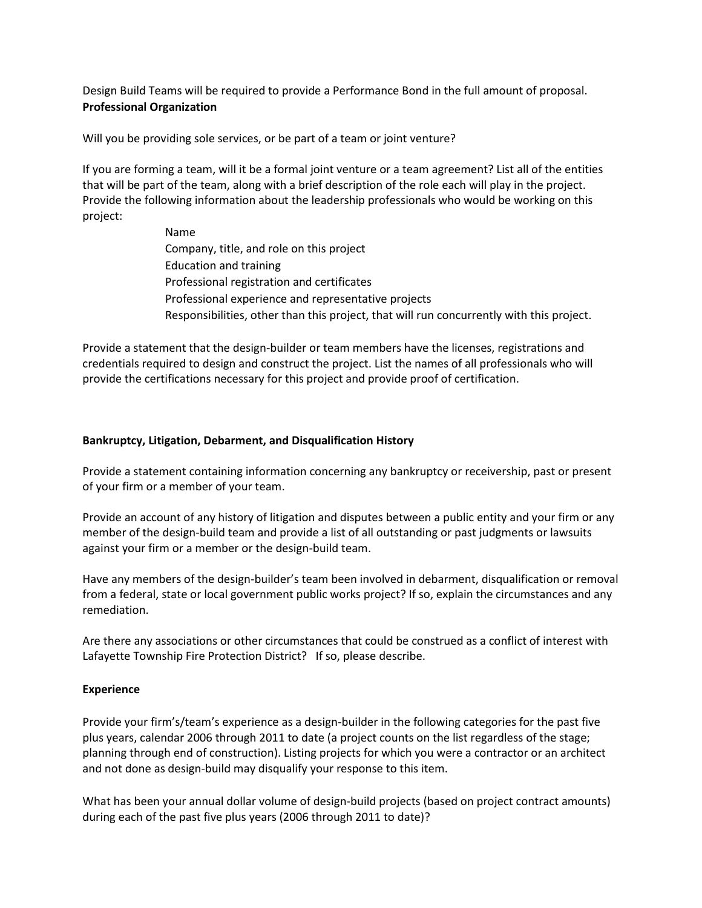Design Build Teams will be required to provide a Performance Bond in the full amount of proposal.

**Professional Organization**

Will you be providing sole services, or be part of a team or joint venture?

If you are forming a team, will it be a formal joint venture or a team agreement? List all of the entities that will be part of the team, along with a brief description of the role each will play in the project. Provide the following information about the leadership professionals who would be working on this project:

- Name
- Company, title, and role on this project
- Education and training
- Professional registration and certificates
- Professional experience and representative projects
- Responsibilities, other than this project, that will run concurrently with this project.

Provide a statement that the design-builder or team members have the licenses, registrations and credentials required to design and construct the project. List the names of all professionals who will provide the certifications necessary for this project and provide proof of certification.

**Bankruptcy, Litigation, Debarment, and Disqualification History**

Provide a statement containing information concerning any bankruptcy or receivership, past or present of your firm or a member of your team.

Provide an account of any history of litigation and disputes between a public entity and your firm or any member of the design-build team and provide a list of all outstanding or past judgments or lawsuits against your firm or a member or the design-build team.

Have any members of the design-builder's team been involved in debarment, disqualification or removal from a federal, state or local government public works project? If so, explain the circumstances and any remediation.

Are there any associations or other circumstances that could be construed as a conflict of interest with Lafayette Township Fire Protection District? If so, please describe.

**Experience**

Provide your firm's/team's experience as a design-builder in the following categories for the past five plus years, calendar 2006 through 2011 to date (a project counts on the list regardless of the stage; planning through end of construction). Listing projects for which you were a contractor or an architect and not done as design-build may disqualify your response to this item.

What has been your annual dollar volume of design-build projects (based on project contract amounts) during each of the past five plus years (2006 through 2011 to date)?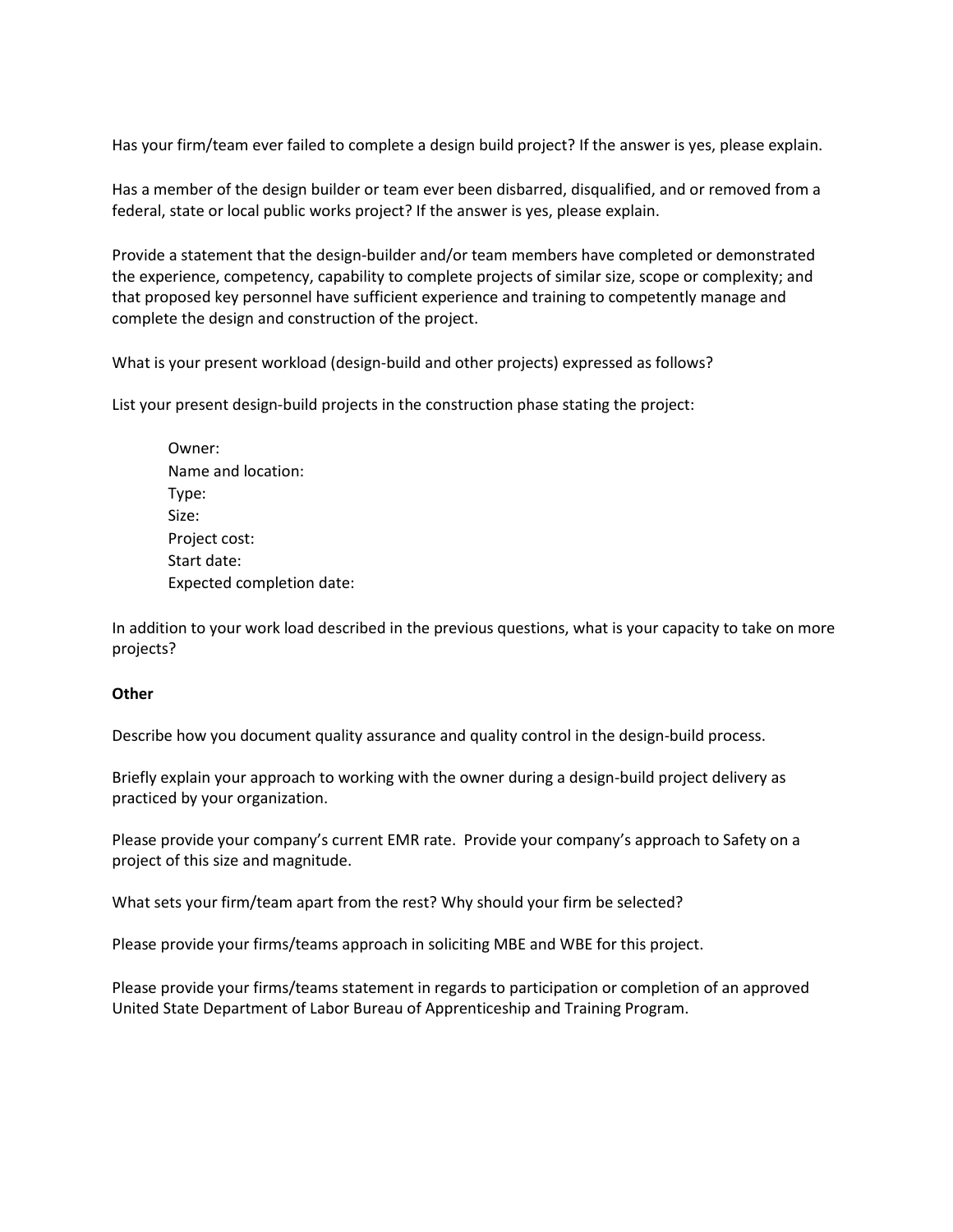Has your firm/team ever failed to complete a design build project? If the answer is yes, please explain.

Has a member of the design builder or team ever been disbarred, disqualified, and or removed from a federal, state or local public works project? If the answer is yes, please explain.

Provide a statement that the design-builder and/or team members have completed or demonstrated the experience, competency, capability to complete projects of similar size, scope or complexity; and that proposed key personnel have sufficient experience and training to competently manage and complete the design and construction of the project.

What is your present workload (design-build and other projects) expressed as follows?

List your present design-build projects in the construction phase stating the project:

> Owner:
> Name and location:
> Type:
> Size:
> Project cost:
> Start date:
> Expected completion date:

In addition to your work load described in the previous questions, what is your capacity to take on more projects?

**Other**

Describe how you document quality assurance and quality control in the design-build process.

Briefly explain your approach to working with the owner during a design-build project delivery as practiced by your organization.

Please provide your company's current EMR rate. Provide your company's approach to Safety on a project of this size and magnitude.

What sets your firm/team apart from the rest? Why should your firm be selected?

Please provide your firms/teams approach in soliciting MBE and WBE for this project.

Please provide your firms/teams statement in regards to participation or completion of an approved United State Department of Labor Bureau of Apprenticeship and Training Program.